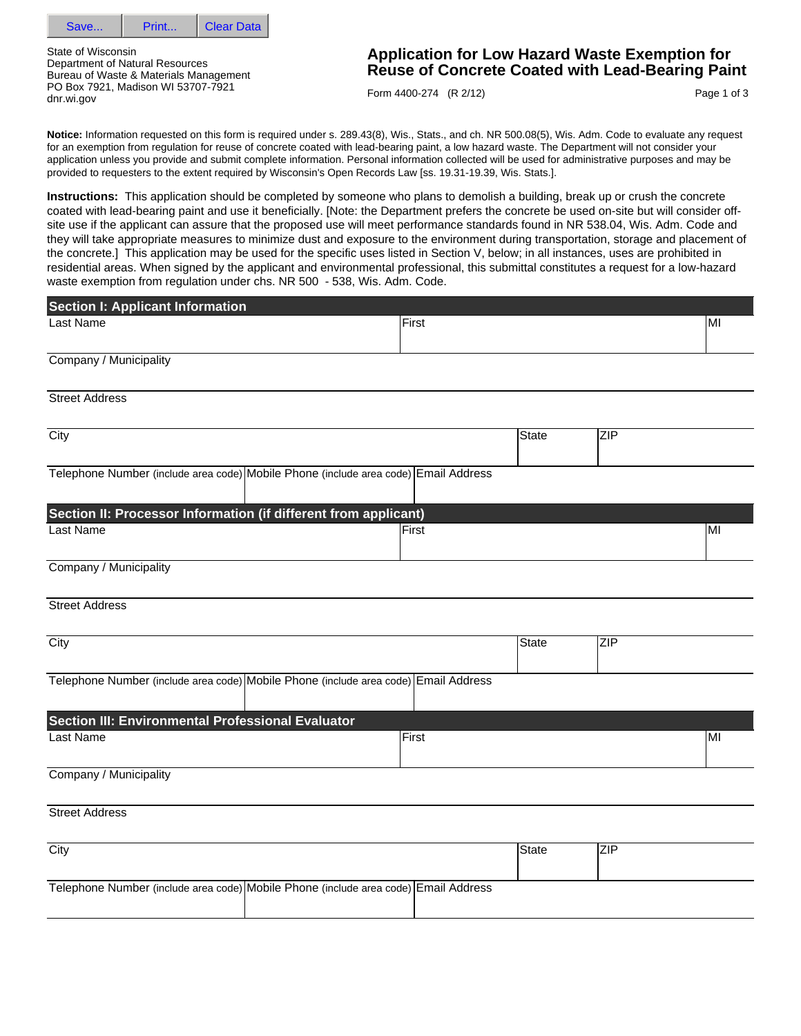Save... Print... Clear Data

State of Wisconsin
Department of Natural Resources
Bureau of Waste & Materials Management
PO Box 7921, Madison WI 53707-7921
dnr.wi.gov

# Application for Low Hazard Waste Exemption for Reuse of Concrete Coated with Lead-Bearing Paint

Form 4400-274 (R 2/12)

**Notice:** Information requested on this form is required under s. 289.43(8), Wis., Stats., and ch. NR 500.08(5), Wis. Adm. Code to evaluate any request for an exemption from regulation for reuse of concrete coated with lead-bearing paint, a low hazard waste. The Department will not consider your application unless you provide and submit complete information. Personal information collected will be used for administrative purposes and may be provided to requesters to the extent required by Wisconsin's Open Records Law [ss. 19.31-19.39, Wis. Stats.].

**Instructions:** This application should be completed by someone who plans to demolish a building, break up or crush the concrete coated with lead-bearing paint and use it beneficially. [Note: the Department prefers the concrete be used on-site but will consider off-site use if the applicant can assure that the proposed use will meet performance standards found in NR 538.04, Wis. Adm. Code and they will take appropriate measures to minimize dust and exposure to the environment during transportation, storage and placement of the concrete.] This application may be used for the specific uses listed in Section V, below; in all instances, uses are prohibited in residential areas. When signed by the applicant and environmental professional, this submittal constitutes a request for a low-hazard waste exemption from regulation under chs. NR 500 - 538, Wis. Adm. Code.

## Section I: Applicant Information

| Last Name | First | MI |
|---|---|---|
| | | |

Company / Municipality

Street Address

| City | State | ZIP |
|---|---|---|
| | | |

| Telephone Number (include area code) | Mobile Phone (include area code) | Email Address |
|---|---|---|
| | | |

## Section II: Processor Information (if different from applicant)

| Last Name | First | MI |
|---|---|---|
| | | |

Company / Municipality

Street Address

| City | State | ZIP |
|---|---|---|
| | | |

| Telephone Number (include area code) | Mobile Phone (include area code) | Email Address |
|---|---|---|
| | | |

## Section III: Environmental Professional Evaluator

| Last Name | First | MI |
|---|---|---|
| | | |

Company / Municipality

Street Address

| City | State | ZIP |
|---|---|---|
| | | |

| Telephone Number (include area code) | Mobile Phone (include area code) | Email Address |
|---|---|---|
| | | |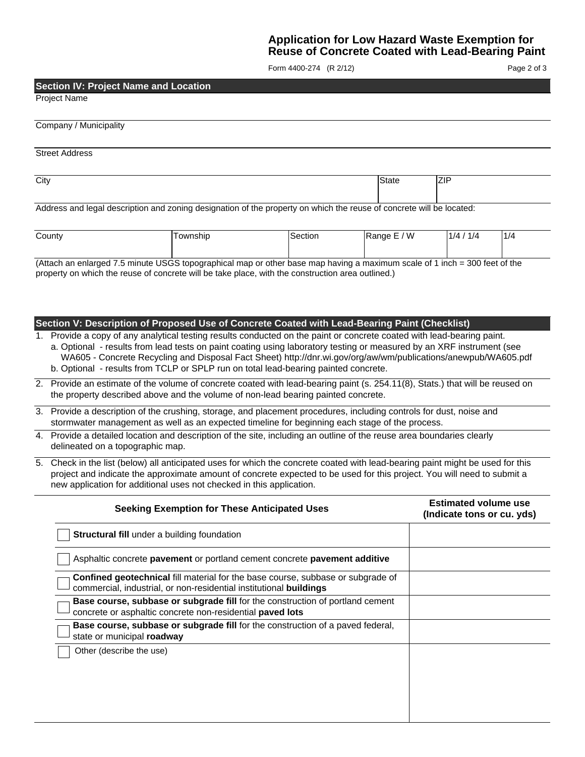## Application for Low Hazard Waste Exemption for Reuse of Concrete Coated with Lead-Bearing Paint

Form 4400-274 (R 2/12)

### Section IV: Project Name and Location

Project Name

Company / Municipality

Street Address

| City | State | ZIP |
|---|---|---|
| | | |

Address and legal description and zoning designation of the property on which the reuse of concrete will be located:

| County | Township | Section | Range E / W | 1/4 / 1/4 | 1/4 |
|---|---|---|---|---|---|
| | | | | | |

(Attach an enlarged 7.5 minute USGS topographical map or other base map having a maximum scale of 1 inch = 300 feet of the property on which the reuse of concrete will be take place, with the construction area outlined.)

### Section V: Description of Proposed Use of Concrete Coated with Lead-Bearing Paint (Checklist)

1. Provide a copy of any analytical testing results conducted on the paint or concrete coated with lead-bearing paint.
   a. Optional - results from lead tests on paint coating using laboratory testing or measured by an XRF instrument (see WA605 - Concrete Recycling and Disposal Fact Sheet) http://dnr.wi.gov/org/aw/wm/publications/anewpub/WA605.pdf
   b. Optional - results from TCLP or SPLP run on total lead-bearing painted concrete.
2. Provide an estimate of the volume of concrete coated with lead-bearing paint (s. 254.11(8), Stats.) that will be reused on the property described above and the volume of non-lead bearing painted concrete.
3. Provide a description of the crushing, storage, and placement procedures, including controls for dust, noise and stormwater management as well as an expected timeline for beginning each stage of the process.
4. Provide a detailed location and description of the site, including an outline of the reuse area boundaries clearly delineated on a topographic map.
5. Check in the list (below) all anticipated uses for which the concrete coated with lead-bearing paint might be used for this project and indicate the approximate amount of concrete expected to be used for this project. You will need to submit a new application for additional uses not checked in this application.

| Seeking Exemption for These Anticipated Uses | Estimated volume use (Indicate tons or cu. yds) |
|---|---|
| ☐ **Structural fill** under a building foundation | |
| ☐ Asphaltic concrete **pavement** or portland cement concrete **pavement additive** | |
| ☐ **Confined geotechnical** fill material for the base course, subbase or subgrade of commercial, industrial, or non-residential institutional **buildings** | |
| ☐ **Base course, subbase or subgrade fill** for the construction of portland cement concrete or asphaltic concrete non-residential **paved lots** | |
| ☐ **Base course, subbase or subgrade fill** for the construction of a paved federal, state or municipal **roadway** | |
| ☐ Other (describe the use) | |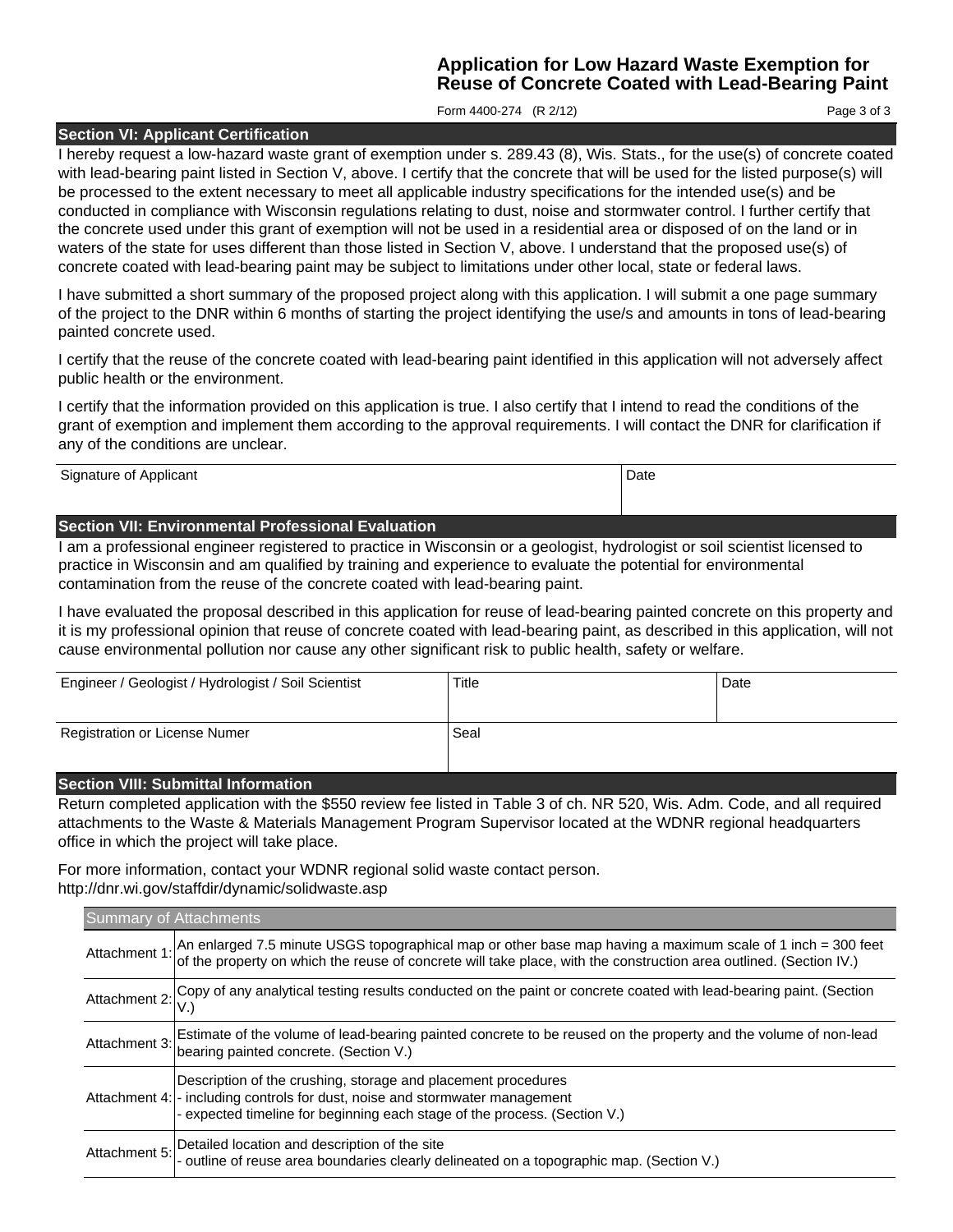# Application for Low Hazard Waste Exemption for Reuse of Concrete Coated with Lead-Bearing Paint

Form 4400-274 (R 2/12)

## Section VI: Applicant Certification

I hereby request a low-hazard waste grant of exemption under s. 289.43 (8), Wis. Stats., for the use(s) of concrete coated with lead-bearing paint listed in Section V, above. I certify that the concrete that will be used for the listed purpose(s) will be processed to the extent necessary to meet all applicable industry specifications for the intended use(s) and be conducted in compliance with Wisconsin regulations relating to dust, noise and stormwater control. I further certify that the concrete used under this grant of exemption will not be used in a residential area or disposed of on the land or in waters of the state for uses different than those listed in Section V, above. I understand that the proposed use(s) of concrete coated with lead-bearing paint may be subject to limitations under other local, state or federal laws.

I have submitted a short summary of the proposed project along with this application. I will submit a one page summary of the project to the DNR within 6 months of starting the project identifying the use/s and amounts in tons of lead-bearing painted concrete used.

I certify that the reuse of the concrete coated with lead-bearing paint identified in this application will not adversely affect public health or the environment.

I certify that the information provided on this application is true. I also certify that I intend to read the conditions of the grant of exemption and implement them according to the approval requirements. I will contact the DNR for clarification if any of the conditions are unclear.

| Signature of Applicant | Date |
|---|---|
| | |

## Section VII: Environmental Professional Evaluation

I am a professional engineer registered to practice in Wisconsin or a geologist, hydrologist or soil scientist licensed to practice in Wisconsin and am qualified by training and experience to evaluate the potential for environmental contamination from the reuse of the concrete coated with lead-bearing paint.

I have evaluated the proposal described in this application for reuse of lead-bearing painted concrete on this property and it is my professional opinion that reuse of concrete coated with lead-bearing paint, as described in this application, will not cause environmental pollution nor cause any other significant risk to public health, safety or welfare.

| Engineer / Geologist / Hydrologist / Soil Scientist | Title | Date |
|---|---|---|
| | | |
| Registration or License Numer | Seal | |

## Section VIII: Submittal Information

Return completed application with the $550 review fee listed in Table 3 of ch. NR 520, Wis. Adm. Code, and all required attachments to the Waste & Materials Management Program Supervisor located at the WDNR regional headquarters office in which the project will take place.

For more information, contact your WDNR regional solid waste contact person.
http://dnr.wi.gov/staffdir/dynamic/solidwaste.asp

| Summary of Attachments | |
|---|---|
| Attachment 1: | An enlarged 7.5 minute USGS topographical map or other base map having a maximum scale of 1 inch = 300 feet of the property on which the reuse of concrete will take place, with the construction area outlined. (Section IV.) |
| Attachment 2: | Copy of any analytical testing results conducted on the paint or concrete coated with lead-bearing paint. (Section V.) |
| Attachment 3: | Estimate of the volume of lead-bearing painted concrete to be reused on the property and the volume of non-lead bearing painted concrete. (Section V.) |
| Attachment 4: | Description of the crushing, storage and placement procedures<br>- including controls for dust, noise and stormwater management<br>- expected timeline for beginning each stage of the process. (Section V.) |
| Attachment 5: | Detailed location and description of the site<br>- outline of reuse area boundaries clearly delineated on a topographic map. (Section V.) |